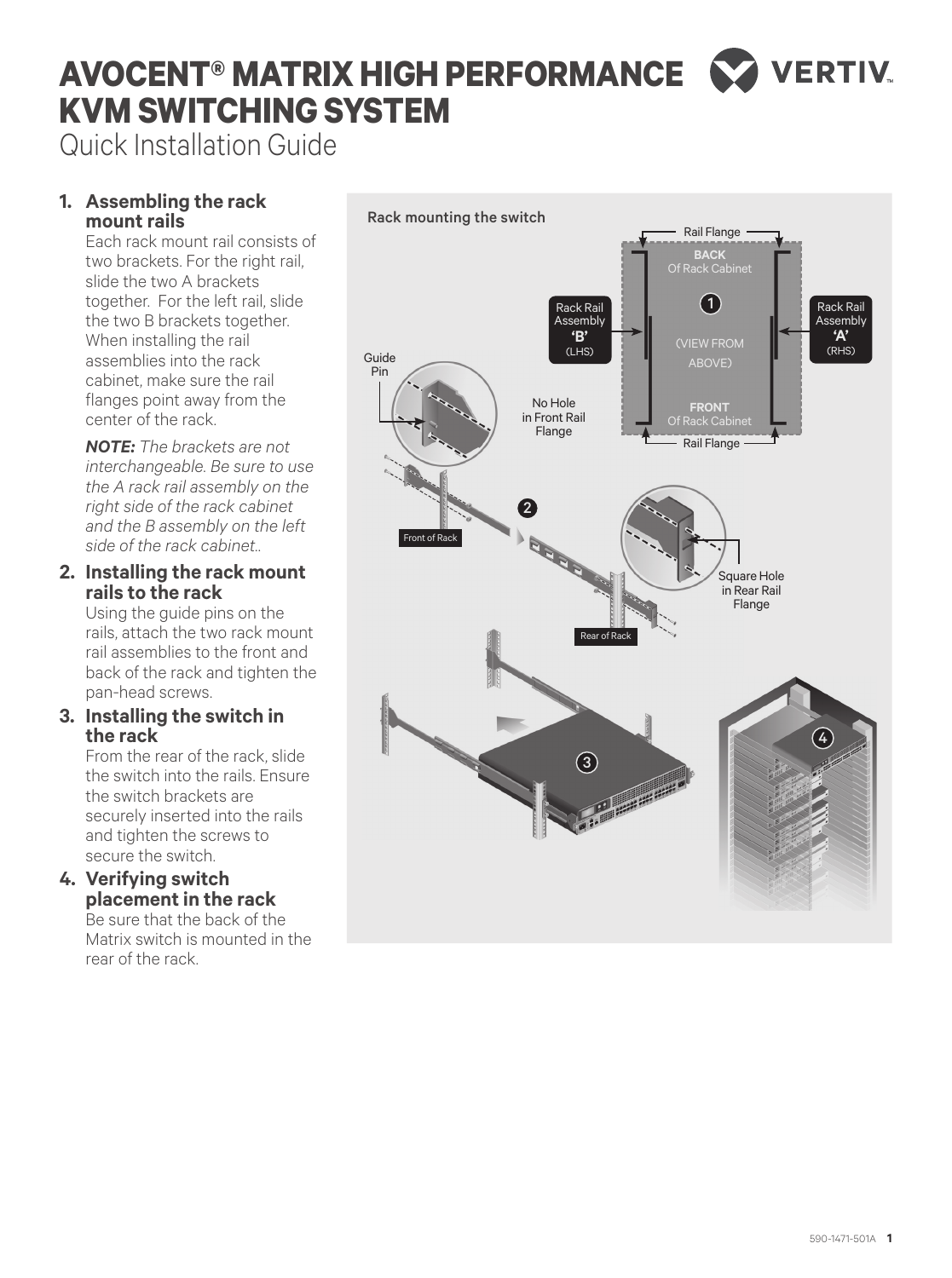# AVOCENT® MATRIX HIGH PERFORMANCE KVM SWITCHING SYSTEM

Quick Installation Guide

1. **Assembling the rack mount rails**
   Each rack mount rail consists of two brackets. For the right rail, slide the two A brackets together. For the left rail, slide the two B brackets together. When installing the rail assemblies into the rack cabinet, make sure the rail flanges point away from the center of the rack.

   ***NOTE:*** *The brackets are not interchangeable. Be sure to use the A rack rail assembly on the right side of the rack cabinet and the B assembly on the left side of the rack cabinet..*

2. **Installing the rack mount rails to the rack**
   Using the guide pins on the rails, attach the two rack mount rail assemblies to the front and back of the rack and tighten the pan-head screws.

3. **Installing the switch in the rack**
   From the rear of the rack, slide the switch into the rails. Ensure the switch brackets are securely inserted into the rails and tighten the screws to secure the switch.

4. **Verifying switch placement in the rack**
   Be sure that the back of the Matrix switch is mounted in the rear of the rack.

**Rack mounting the switch**

Rail Flange

BACK Of Rack Cabinet

Rack Rail Assembly 'B' (LHS)

Rack Rail Assembly 'A' (RHS)

(VIEW FROM ABOVE)

FRONT Of Rack Cabinet

Guide Pin

No Hole in Front Rail Flange

Front of Rack

Rear of Rack

Square Hole in Rear Rail Flange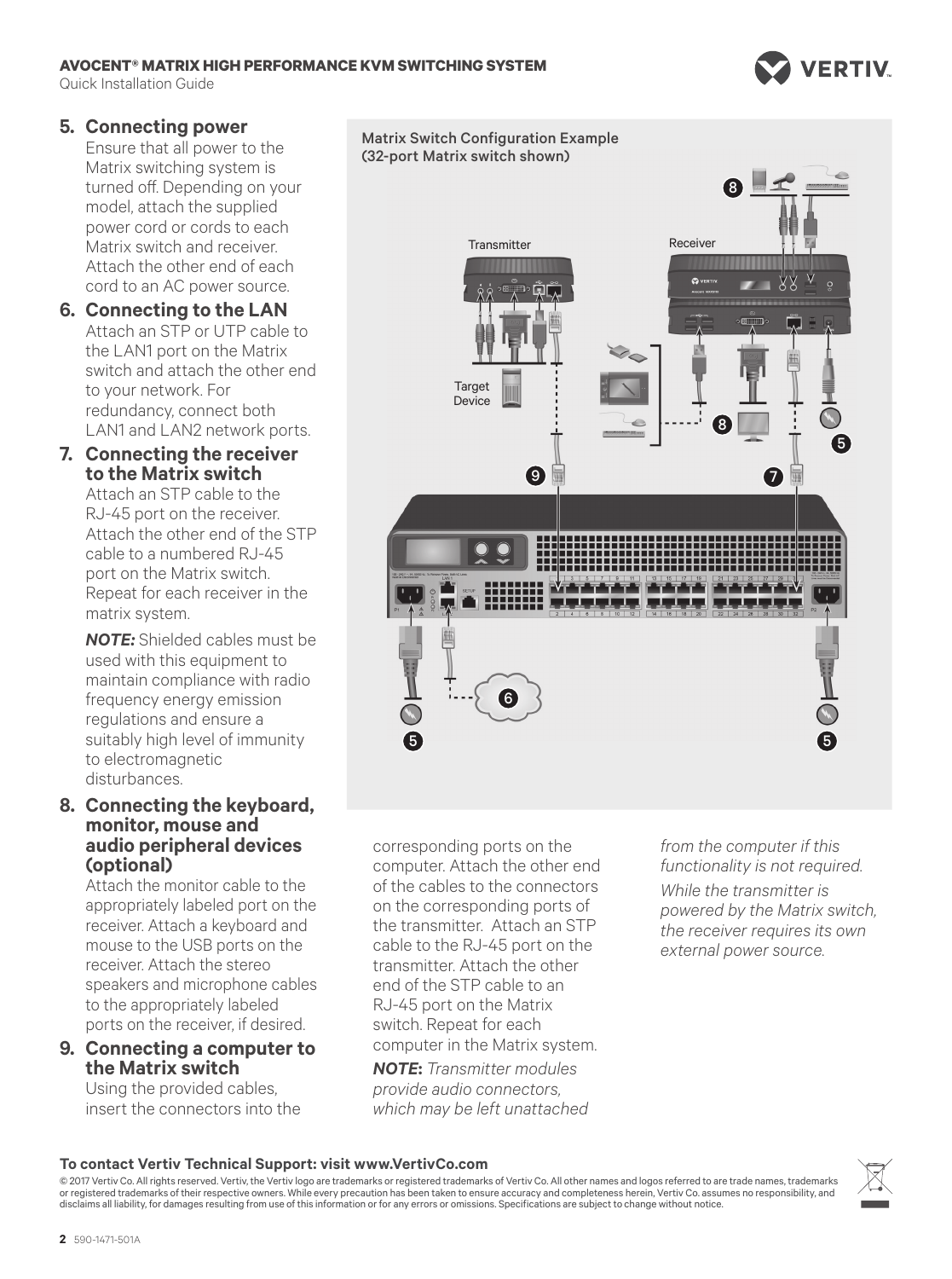# AVOCENT® MATRIX HIGH PERFORMANCE KVM SWITCHING SYSTEM

Quick Installation Guide

### 5. Connecting power

Ensure that all power to the Matrix switching system is turned off. Depending on your model, attach the supplied power cord or cords to each Matrix switch and receiver. Attach the other end of each cord to an AC power source.

### 6. Connecting to the LAN

Attach an STP or UTP cable to the LAN1 port on the Matrix switch and attach the other end to your network. For redundancy, connect both LAN1 and LAN2 network ports.

### 7. Connecting the receiver to the Matrix switch

Attach an STP cable to the RJ-45 port on the receiver. Attach the other end of the STP cable to a numbered RJ-45 port on the Matrix switch. Repeat for each receiver in the matrix system.

***NOTE:*** Shielded cables must be used with this equipment to maintain compliance with radio frequency energy emission regulations and ensure a suitably high level of immunity to electromagnetic disturbances.

### 8. Connecting the keyboard, monitor, mouse and audio peripheral devices (optional)

Attach the monitor cable to the appropriately labeled port on the receiver. Attach a keyboard and mouse to the USB ports on the receiver. Attach the stereo speakers and microphone cables to the appropriately labeled ports on the receiver, if desired.

### 9. Connecting a computer to the Matrix switch

Using the provided cables, insert the connectors into the corresponding ports on the computer. Attach the other end of the cables to the connectors on the corresponding ports of the transmitter. Attach an STP cable to the RJ-45 port on the transmitter. Attach the other end of the STP cable to an RJ-45 port on the Matrix switch. Repeat for each computer in the Matrix system.

***NOTE:*** *Transmitter modules provide audio connectors, which may be left unattached from the computer if this functionality is not required.*

*While the transmitter is powered by the Matrix switch, the receiver requires its own external power source.*

Matrix Switch Configuration Example
(32-port Matrix switch shown)

Transmitter

Receiver

Target Device

5

6

7

8

9

**To contact Vertiv Technical Support: visit www.VertivCo.com**

© 2017 Vertiv Co. All rights reserved. Vertiv, the Vertiv logo are trademarks or registered trademarks of Vertiv Co. All other names and logos referred to are trade names, trademarks or registered trademarks of their respective owners. While every precaution has been taken to ensure accuracy and completeness herein, Vertiv Co. assumes no responsibility, and disclaims all liability, for damages resulting from use of this information or for any errors or omissions. Specifications are subject to change without notice.

590-1471-501A